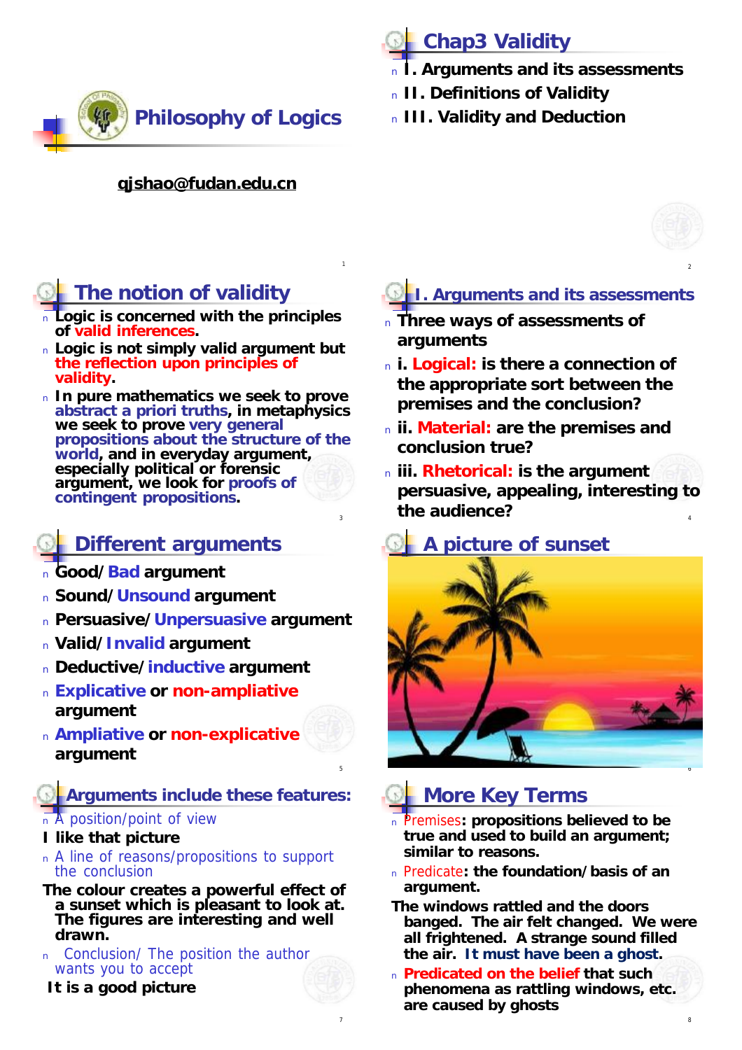# Philosophy of Logics

qjshao@fudan.edu.cn

## Chap3 Validity

- I. Arguments and its assessments
- II. Definitions of Validity
- III. Validity and Deduction

## The notion of validity

- Logic is concerned with the principles of valid inferences.
- Logic is not simply valid argument but the reflection upon principles of validity.
- In pure mathematics we seek to prove abstract a priori truths, in metaphysics we seek to prove very general propositions about the structure of the world, and in everyday argument, especially political or forensic argument, we look for proofs of contingent propositions.

## I. Arguments and its assessments

- Three ways of assessments of arguments
- i. **Logical:** is there a connection of the appropriate sort between the premises and the conclusion?
- ii. **Material:** are the premises and conclusion true?
- iii. **Rhetorical:** is the argument persuasive, appealing, interesting to the audience?

## Different arguments

- Good/Bad argument
- Sound/Unsound argument
- Persuasive/Unpersuasive argument
- Valid/Invalid argument
- Deductive/inductive argument
- Explicative or non-ampliative argument
- Ampliative or non-explicative argument

## A picture of sunset

## Arguments include these features:

- A position/point of view

**I like that picture**

- A line of reasons/propositions to support the conclusion

**The colour creates a powerful effect of a sunset which is pleasant to look at. The figures are interesting and well drawn.**

- Conclusion/ The position the author wants you to accept

**It is a good picture**

## More Key Terms

- Premises: propositions believed to be true and used to build an argument; similar to reasons.
- Predicate: the foundation/basis of an argument.

**The windows rattled and the doors banged. The air felt changed. We were all frightened. A strange sound filled the air. It must have been a ghost.**

- **Predicated on the belief** that such phenomena as rattling windows, etc. are caused by ghosts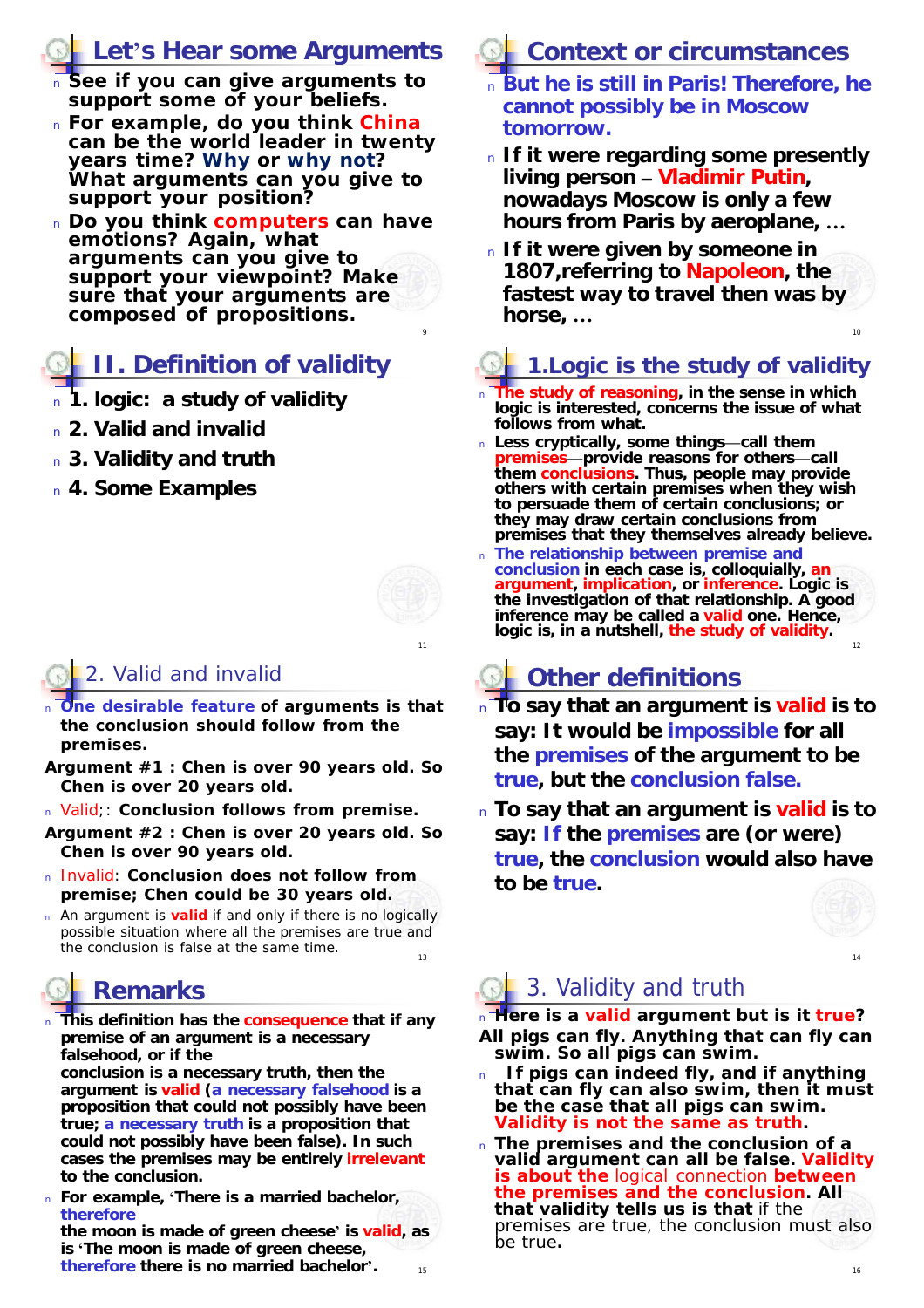## Let's Hear some Arguments

- See if you can give arguments to support some of your beliefs.
- For example, do you think China can be the world leader in twenty years time? Why or why not? What arguments can you give to support your position?
- Do you think computers can have emotions? Again, what arguments can you give to support your viewpoint? Make sure that your arguments are composed of propositions.

## Context or circumstances

- But he is still in Paris! Therefore, he cannot possibly be in Moscow tomorrow.
- If it were regarding some presently living person – Vladimir Putin, nowadays Moscow is only a few hours from Paris by aeroplane, …
- If it were given by someone in 1807,referring to Napoleon, the fastest way to travel then was by horse, …

## II. Definition of validity

- 1. logic: a study of validity
- 2. Valid and invalid
- 3. Validity and truth
- 4. Some Examples

## 1.Logic is the study of validity

- The study of reasoning, in the sense in which logic is interested, concerns the issue of what follows from what.
- Less cryptically, some things—call them premises—provide reasons for others—call them conclusions. Thus, people may provide others with certain premises when they wish to persuade them of certain conclusions; or they may draw certain conclusions from premises that they themselves already believe.
- The relationship between premise and conclusion in each case is, colloquially, an argument, implication, or inference. Logic is the investigation of that relationship. A good inference may be called a valid one. Hence, logic is, in a nutshell, the study of validity.

## 2. Valid and invalid

- One desirable feature of arguments is that the conclusion should follow from the premises.

**Argument #1 : Chen is over 90 years old. So Chen is over 20 years old.**

- Valid;: **Conclusion follows from premise.**

**Argument #2 : Chen is over 20 years old. So Chen is over 90 years old.**

- Invalid: **Conclusion does not follow from premise; Chen could be 30 years old.**
- An argument is **valid** if and only if there is no logically possible situation where all the premises are true and the conclusion is false at the same time.

## Other definitions

- To say that an argument is valid is to say: It would be impossible for all the premises of the argument to be true, but the conclusion false.
- To say that an argument is valid is to say: If the premises are (or were) true, the conclusion would also have to be true.

## Remarks

- This definition has the consequence that if any premise of an argument is a necessary falsehood, or if the conclusion is a necessary truth, then the argument is valid (a necessary falsehood is a proposition that could not possibly have been true; a necessary truth is a proposition that could not possibly have been false). In such cases the premises may be entirely irrelevant to the conclusion.
- For example, 'There is a married bachelor, therefore the moon is made of green cheese' is valid, as is 'The moon is made of green cheese, therefore there is no married bachelor'.

## 3. Validity and truth

- Here is a valid argument but is it true?

**All pigs can fly. Anything that can fly can swim. So all pigs can swim.**

- If pigs can indeed fly, and if anything that can fly can also swim, then it must be the case that all pigs can swim. Validity is not the same as truth.
- The premises and the conclusion of a valid argument can all be false. Validity is about the logical connection between the premises and the conclusion. All that validity tells us is that if the premises are true, the conclusion must also be true.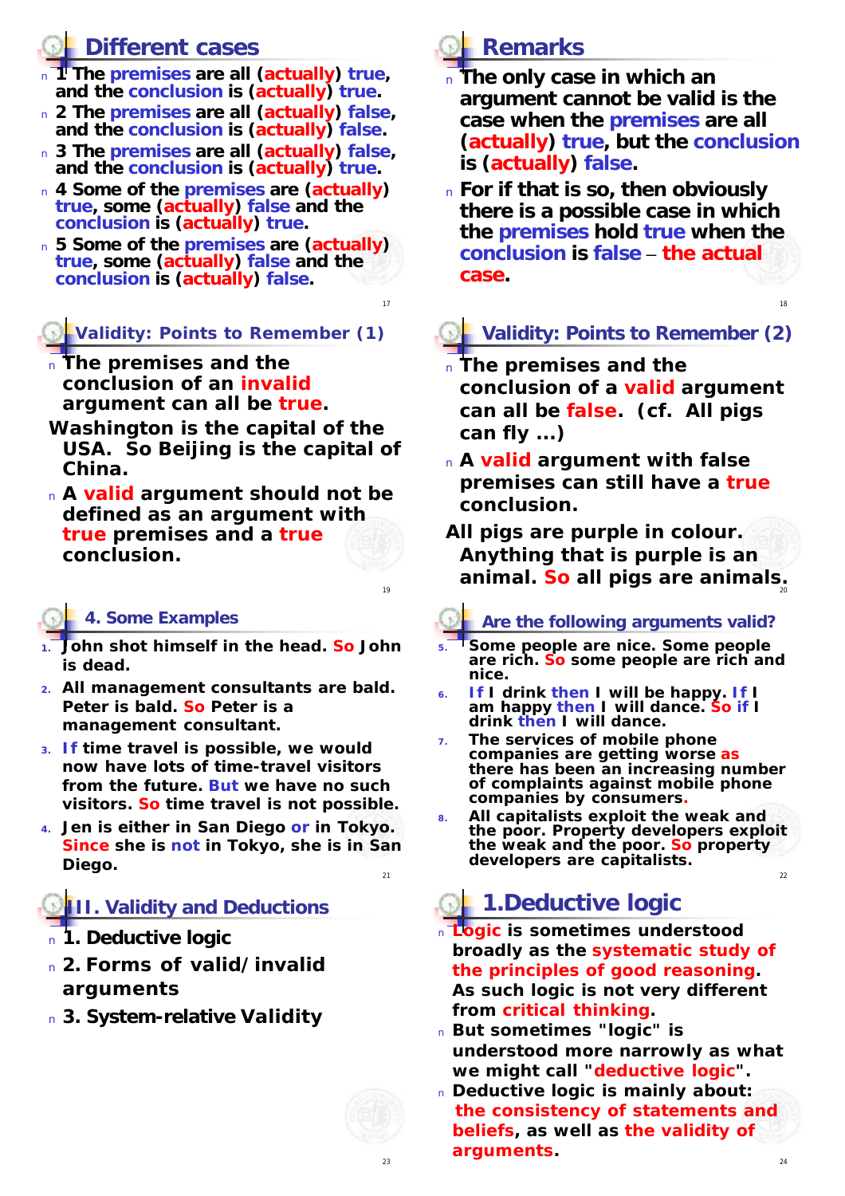## Different cases

- 1 The premises are all (actually) true, and the conclusion is (actually) true.
- 2 The premises are all (actually) false, and the conclusion is (actually) false.
- 3 The premises are all (actually) false, and the conclusion is (actually) true.
- 4 Some of the premises are (actually) true, some (actually) false and the conclusion is (actually) true.
- 5 Some of the premises are (actually) true, some (actually) false and the conclusion is (actually) false.

## Remarks

- The only case in which an argument cannot be valid is the case when the premises are all (actually) true, but the conclusion is (actually) false.
- For if that is so, then obviously there is a possible case in which the premises hold true when the conclusion is false – the actual case.

## Validity: Points to Remember (1)

- The premises and the conclusion of an invalid argument can all be true.

Washington is the capital of the USA. So Beijing is the capital of China.

- A valid argument should not be defined as an argument with true premises and a true conclusion.

## Validity: Points to Remember (2)

- The premises and the conclusion of a valid argument can all be false. (cf. All pigs can fly ...)
- A valid argument with false premises can still have a true conclusion.

All pigs are purple in colour. Anything that is purple is an animal. So all pigs are animals.

## 4. Some Examples

1. John shot himself in the head. So John is dead.
2. All management consultants are bald. Peter is bald. So Peter is a management consultant.
3. If time travel is possible, we would now have lots of time-travel visitors from the future. But we have no such visitors. So time travel is not possible.
4. Jen is either in San Diego or in Tokyo. Since she is not in Tokyo, she is in San Diego.

## Are the following arguments valid?

5. Some people are nice. Some people are rich. So some people are rich and nice.
6. If I drink then I will be happy. If I am happy then I will dance. So if I drink then I will dance.
7. The services of mobile phone companies are getting worse as there has been an increasing number of complaints against mobile phone companies by consumers.
8. All capitalists exploit the weak and the poor. Property developers exploit the weak and the poor. So property developers are capitalists.

## III. Validity and Deductions

- 1. Deductive logic
- 2. Forms of valid/invalid arguments
- 3. System-relative Validity

## 1.Deductive logic

- Logic is sometimes understood broadly as the systematic study of the principles of good reasoning. As such logic is not very different from critical thinking.
- But sometimes "logic" is understood more narrowly as what we might call "deductive logic".
- Deductive logic is mainly about: the consistency of statements and beliefs, as well as the validity of arguments.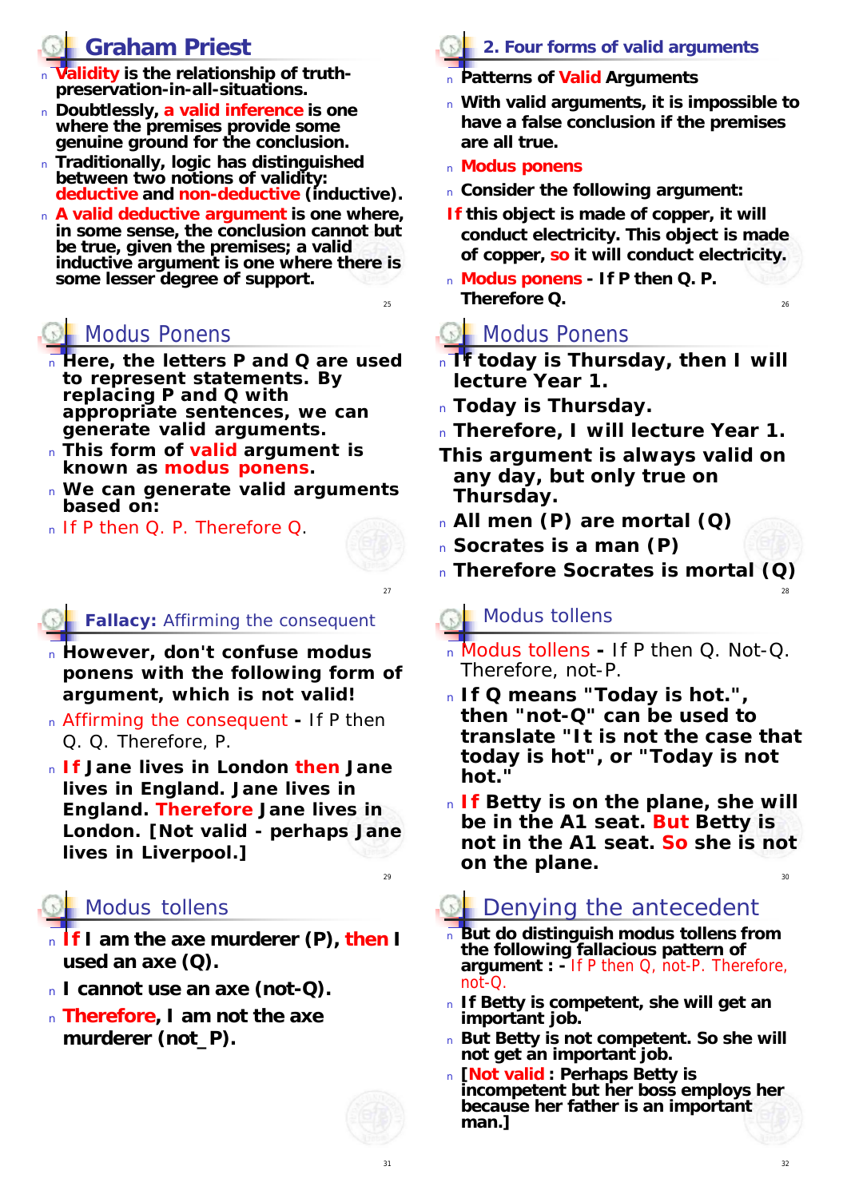## Graham Priest

- **Validity is the relationship of truth-preservation-in-all-situations.**
- **Doubtlessly, a valid inference is one where the premises provide some genuine ground for the conclusion.**
- **Traditionally, logic has distinguished between two notions of validity: deductive and non-deductive (inductive).**
- **A valid deductive argument is one where, in some sense, the conclusion cannot but be true, given the premises; a valid inductive argument is one where there is some lesser degree of support.**

## 2. Four forms of valid arguments

- **Patterns of Valid Arguments**
- **With valid arguments, it is impossible to have a false conclusion if the premises are all true.**
- **Modus ponens**
- **Consider the following argument:**

**If this object is made of copper, it will conduct electricity. This object is made of copper, so it will conduct electricity.**

- **Modus ponens - If P then Q. P. Therefore Q.**

## Modus Ponens

- **Here, the letters P and Q are used to represent statements. By replacing P and Q with appropriate sentences, we can generate valid arguments.**
- **This form of valid argument is known as modus ponens.**
- **We can generate valid arguments based on:**
- If P then Q. P. Therefore Q.

## Modus Ponens

- **If today is Thursday, then I will lecture Year 1.**
- **Today is Thursday.**
- **Therefore, I will lecture Year 1.**

**This argument is always valid on any day, but only true on Thursday.**

- **All men (P) are mortal (Q)**
- **Socrates is a man (P)**
- **Therefore Socrates is mortal (Q)**

## Fallacy: Affirming the consequent

- **However, don't confuse modus ponens with the following form of argument, which is not valid!**
- Affirming the consequent **-** If P then Q. Q. Therefore, P.
- **If Jane lives in London then Jane lives in England. Jane lives in England. Therefore Jane lives in London. [Not valid - perhaps Jane lives in Liverpool.]**

## Modus tollens

- Modus tollens **-** If P then Q. Not-Q. Therefore, not-P.
- **If Q means "Today is hot.", then "not-Q" can be used to translate "It is not the case that today is hot", or "Today is not hot."**
- **If Betty is on the plane, she will be in the A1 seat. But Betty is not in the A1 seat. So she is not on the plane.**

## Modus tollens

- **If I am the axe murderer (P), then I used an axe (Q).**
- **I cannot use an axe (not-Q).**
- **Therefore, I am not the axe murderer (not_P).**

## Denying the antecedent

- **But do distinguish modus tollens from the following fallacious pattern of argument : -** If P then Q, not-P. Therefore, not-Q.
- **If Betty is competent, she will get an important job.**
- **But Betty is not competent. So she will not get an important job.**
- **[Not valid : Perhaps Betty is incompetent but her boss employs her because her father is an important man.]**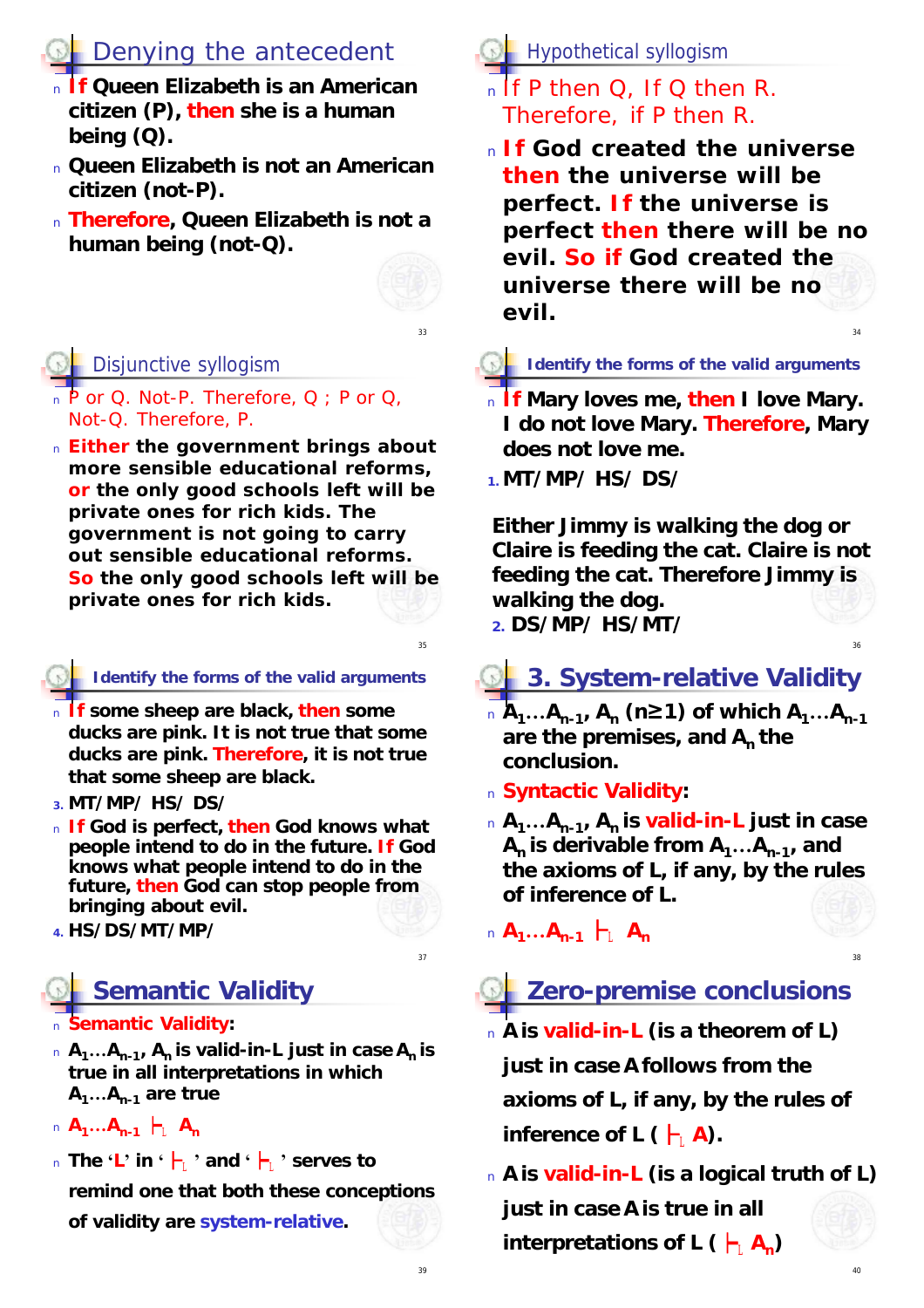## Denying the antecedent

- **If** Queen Elizabeth is an American citizen (P), **then** she is a human being (Q).
- Queen Elizabeth is not an American citizen (not-P).
- **Therefore**, Queen Elizabeth is not a human being (not-Q).

## Hypothetical syllogism

- If P then Q, If Q then R. Therefore, if P then R.
- **If** God created the universe **then** the universe will be perfect. **If** the universe is perfect **then** there will be no evil. **So if** God created the universe there will be no evil.

## Disjunctive syllogism

- P or Q. Not-P. Therefore, Q ; P or Q, Not-Q. Therefore, P.
- **Either** the government brings about more sensible educational reforms, **or** the only good schools left will be private ones for rich kids. The government is not going to carry out sensible educational reforms. **So** the only good schools left will be private ones for rich kids.

## Identify the forms of the valid arguments

- **If** Mary loves me, **then** I love Mary. I do not love Mary. **Therefore**, Mary does not love me.

1. MT/MP/ HS/ DS/

Either Jimmy is walking the dog or Claire is feeding the cat. Claire is not feeding the cat. Therefore Jimmy is walking the dog.

2. DS/MP/ HS/MT/

## Identify the forms of the valid arguments

- **If** some sheep are black, **then** some ducks are pink. It is not true that some ducks are pink. **Therefore**, it is not true that some sheep are black.

3. MT/MP/ HS/ DS/

- **If** God is perfect, **then** God knows what people intend to do in the future. **If** God knows what people intend to do in the future, **then** God can stop people from bringing about evil.

4. HS/DS/MT/MP/

## 3. System-relative Validity

- $A_1 \ldots A_{n-1}, A_n$ ($n \geq 1$) of which $A_1 \ldots A_{n-1}$ are the premises, and $A_n$ the conclusion.
- **Syntactic Validity**:
- $A_1 \ldots A_{n-1}, A_n$ is **valid-in-L** just in case $A_n$ is derivable from $A_1 \ldots A_{n-1}$, and the axioms of L, if any, by the rules of inference of L.
- $A_1 \ldots A_{n-1} \vdash_L A_n$

## Semantic Validity

- **Semantic Validity**:
- $A_1 \ldots A_{n-1}, A_n$ is valid-in-L just in case $A_n$ is true in all interpretations in which $A_1 \ldots A_{n-1}$ are true
- $A_1 \ldots A_{n-1} \vDash_L A_n$
- The '**L**' in '$\vdash_L$' and '$\vDash_L$' serves to remind one that both these conceptions of validity are **system-relative**.

## Zero-premise conclusions

- A is **valid-in-L** (is a theorem of L) just in case A follows from the axioms of L, if any, by the rules of inference of L ( $\vdash_L A$).
- A is **valid-in-L** (is a logical truth of L) just in case A is true in all interpretations of L ( $\vDash_L A_n$)